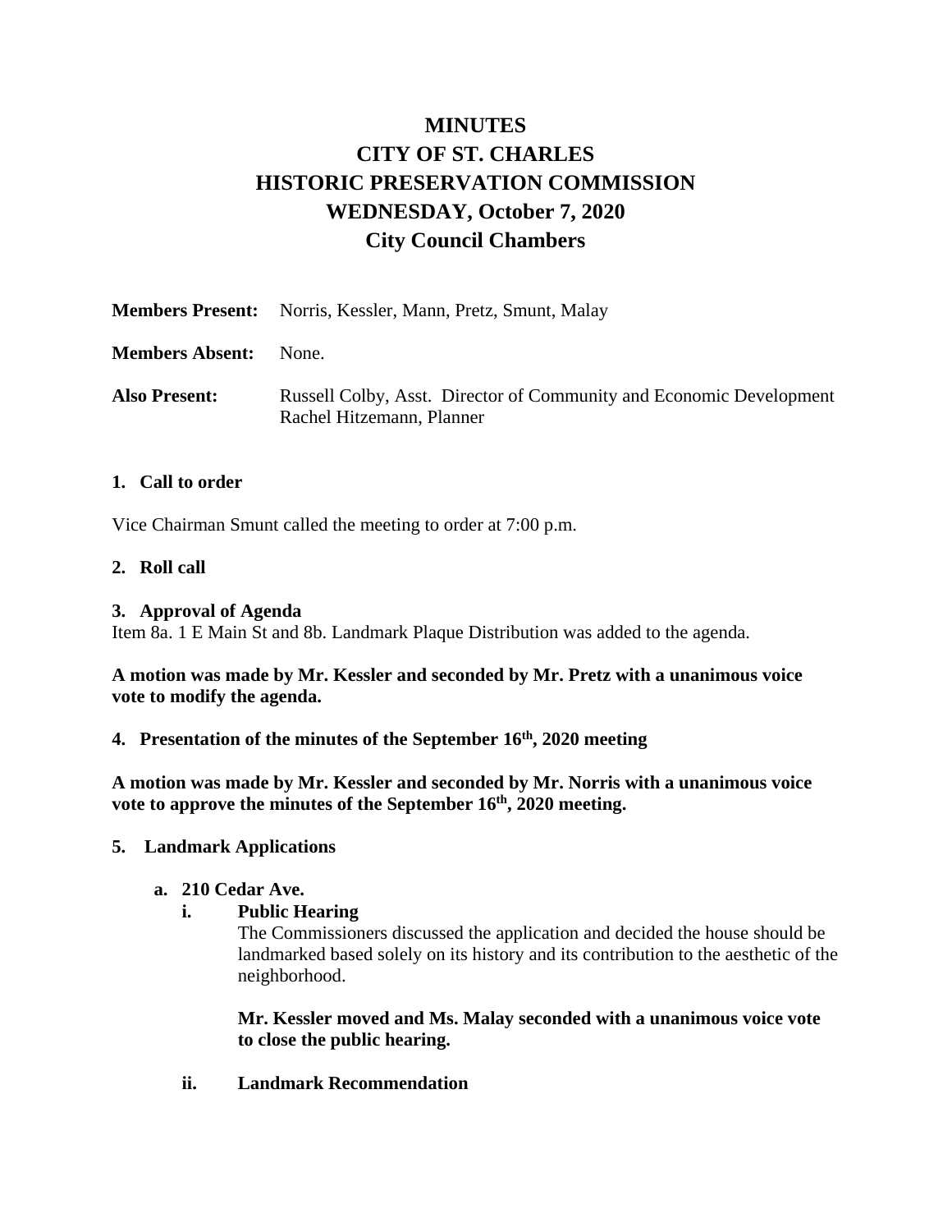# MINUTES
# CITY OF ST. CHARLES
# HISTORIC PRESERVATION COMMISSION
# WEDNESDAY, October 7, 2020
# City Council Chambers

**Members Present:** Norris, Kessler, Mann, Pretz, Smunt, Malay

**Members Absent:** None.

**Also Present:** Russell Colby, Asst. Director of Community and Economic Development
Rachel Hitzemann, Planner

**1. Call to order**

Vice Chairman Smunt called the meeting to order at 7:00 p.m.

**2. Roll call**

**3. Approval of Agenda**

Item 8a. 1 E Main St and 8b. Landmark Plaque Distribution was added to the agenda.

**A motion was made by Mr. Kessler and seconded by Mr. Pretz with a unanimous voice vote to modify the agenda.**

**4. Presentation of the minutes of the September 16th, 2020 meeting**

**A motion was made by Mr. Kessler and seconded by Mr. Norris with a unanimous voice vote to approve the minutes of the September 16th, 2020 meeting.**

**5. Landmark Applications**

**a. 210 Cedar Ave.**

**i. Public Hearing**

The Commissioners discussed the application and decided the house should be landmarked based solely on its history and its contribution to the aesthetic of the neighborhood.

**Mr. Kessler moved and Ms. Malay seconded with a unanimous voice vote to close the public hearing.**

**ii. Landmark Recommendation**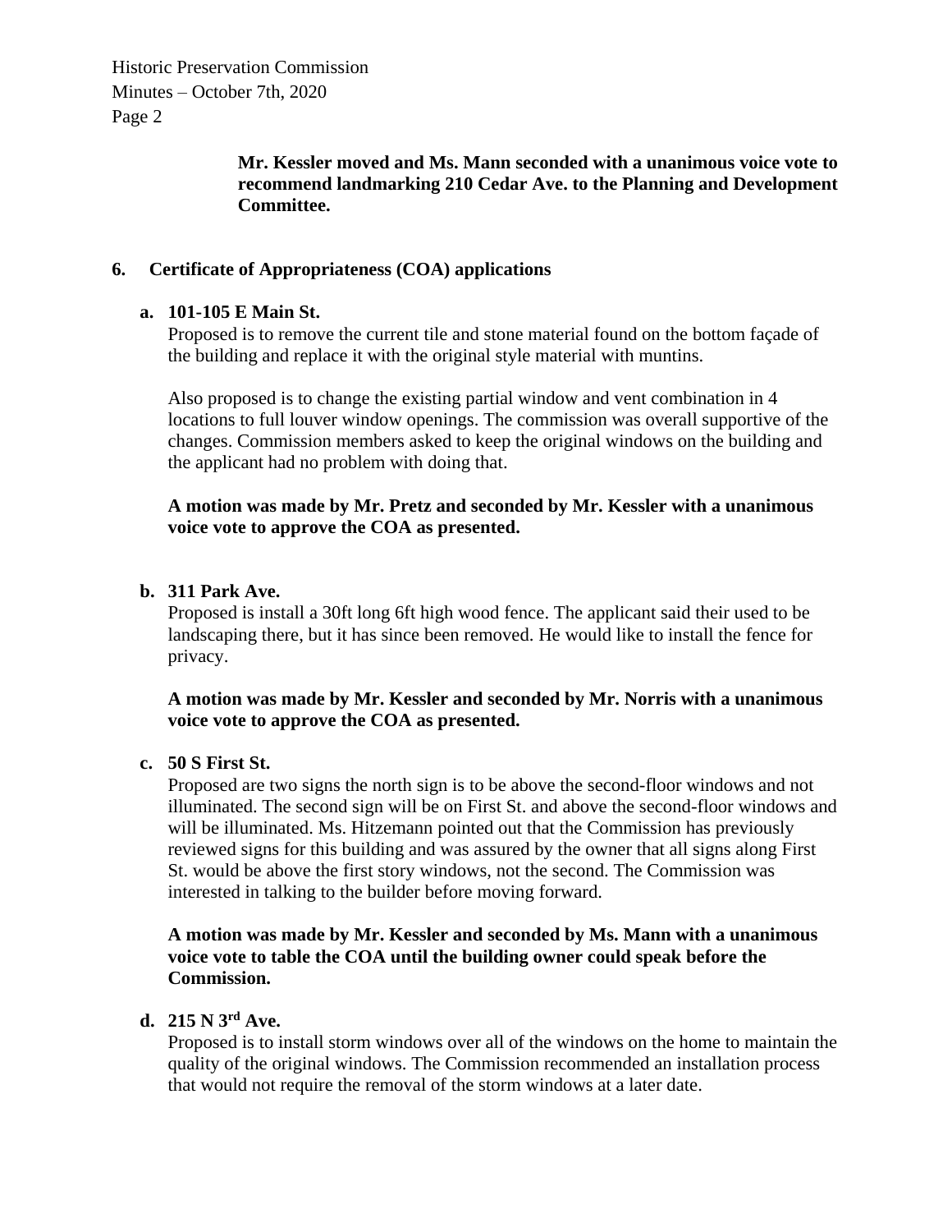**Mr. Kessler moved and Ms. Mann seconded with a unanimous voice vote to recommend landmarking 210 Cedar Ave. to the Planning and Development Committee.**

## 6. Certificate of Appropriateness (COA) applications

### a. 101-105 E Main St.

Proposed is to remove the current tile and stone material found on the bottom façade of the building and replace it with the original style material with muntins.

Also proposed is to change the existing partial window and vent combination in 4 locations to full louver window openings. The commission was overall supportive of the changes. Commission members asked to keep the original windows on the building and the applicant had no problem with doing that.

**A motion was made by Mr. Pretz and seconded by Mr. Kessler with a unanimous voice vote to approve the COA as presented.**

### b. 311 Park Ave.

Proposed is install a 30ft long 6ft high wood fence. The applicant said their used to be landscaping there, but it has since been removed. He would like to install the fence for privacy.

**A motion was made by Mr. Kessler and seconded by Mr. Norris with a unanimous voice vote to approve the COA as presented.**

### c. 50 S First St.

Proposed are two signs the north sign is to be above the second-floor windows and not illuminated. The second sign will be on First St. and above the second-floor windows and will be illuminated. Ms. Hitzemann pointed out that the Commission has previously reviewed signs for this building and was assured by the owner that all signs along First St. would be above the first story windows, not the second. The Commission was interested in talking to the builder before moving forward.

**A motion was made by Mr. Kessler and seconded by Ms. Mann with a unanimous voice vote to table the COA until the building owner could speak before the Commission.**

### d. 215 N 3rd Ave.

Proposed is to install storm windows over all of the windows on the home to maintain the quality of the original windows. The Commission recommended an installation process that would not require the removal of the storm windows at a later date.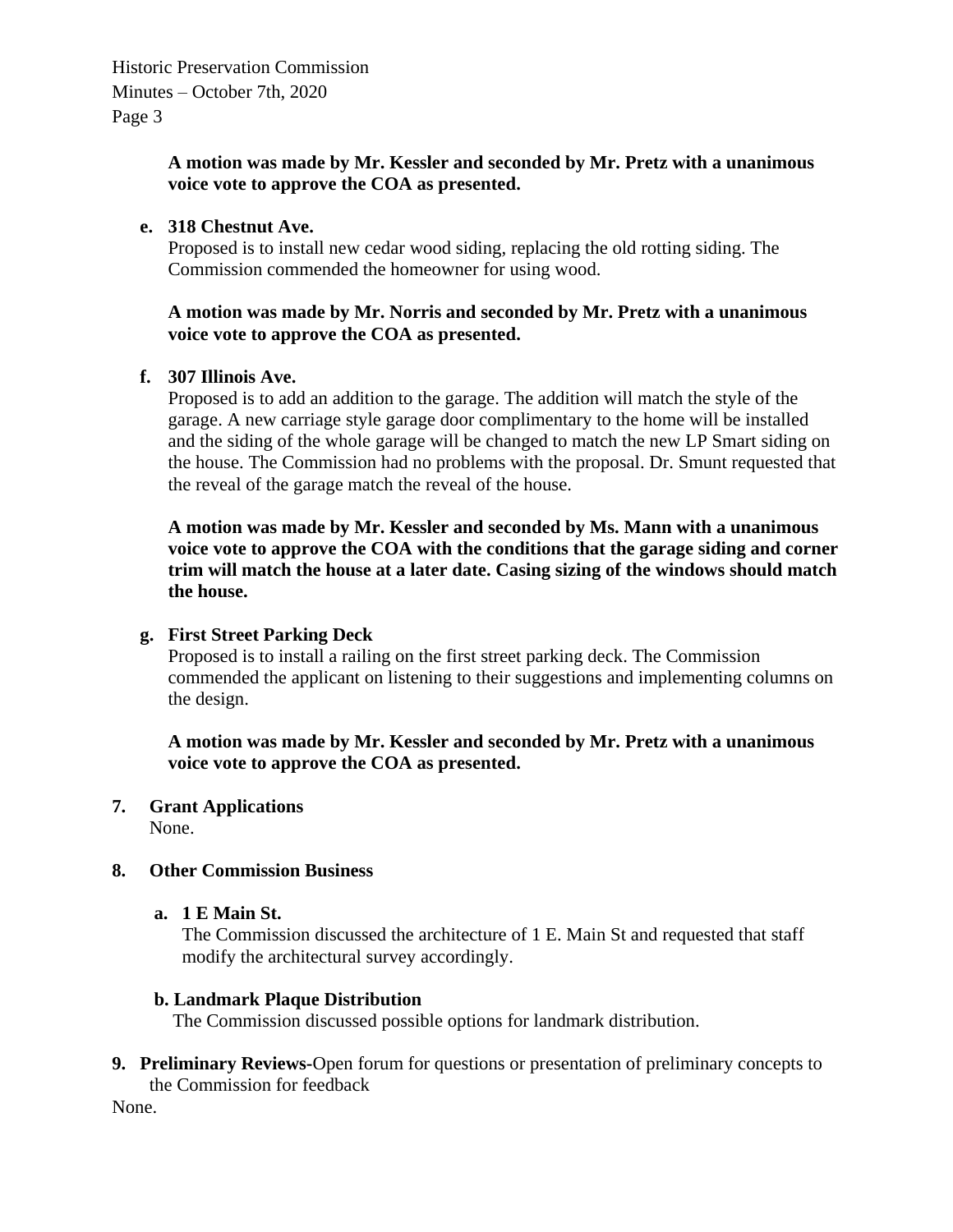**A motion was made by Mr. Kessler and seconded by Mr. Pretz with a unanimous voice vote to approve the COA as presented.**

**e. 318 Chestnut Ave.**

Proposed is to install new cedar wood siding, replacing the old rotting siding. The Commission commended the homeowner for using wood.

**A motion was made by Mr. Norris and seconded by Mr. Pretz with a unanimous voice vote to approve the COA as presented.**

**f. 307 Illinois Ave.**

Proposed is to add an addition to the garage. The addition will match the style of the garage. A new carriage style garage door complimentary to the home will be installed and the siding of the whole garage will be changed to match the new LP Smart siding on the house. The Commission had no problems with the proposal. Dr. Smunt requested that the reveal of the garage match the reveal of the house.

**A motion was made by Mr. Kessler and seconded by Ms. Mann with a unanimous voice vote to approve the COA with the conditions that the garage siding and corner trim will match the house at a later date. Casing sizing of the windows should match the house.**

**g. First Street Parking Deck**

Proposed is to install a railing on the first street parking deck. The Commission commended the applicant on listening to their suggestions and implementing columns on the design.

**A motion was made by Mr. Kessler and seconded by Mr. Pretz with a unanimous voice vote to approve the COA as presented.**

**7. Grant Applications**

None.

**8. Other Commission Business**

**a. 1 E Main St.**

The Commission discussed the architecture of 1 E. Main St and requested that staff modify the architectural survey accordingly.

**b. Landmark Plaque Distribution**

The Commission discussed possible options for landmark distribution.

**9. Preliminary Reviews-**Open forum for questions or presentation of preliminary concepts to the Commission for feedback

None.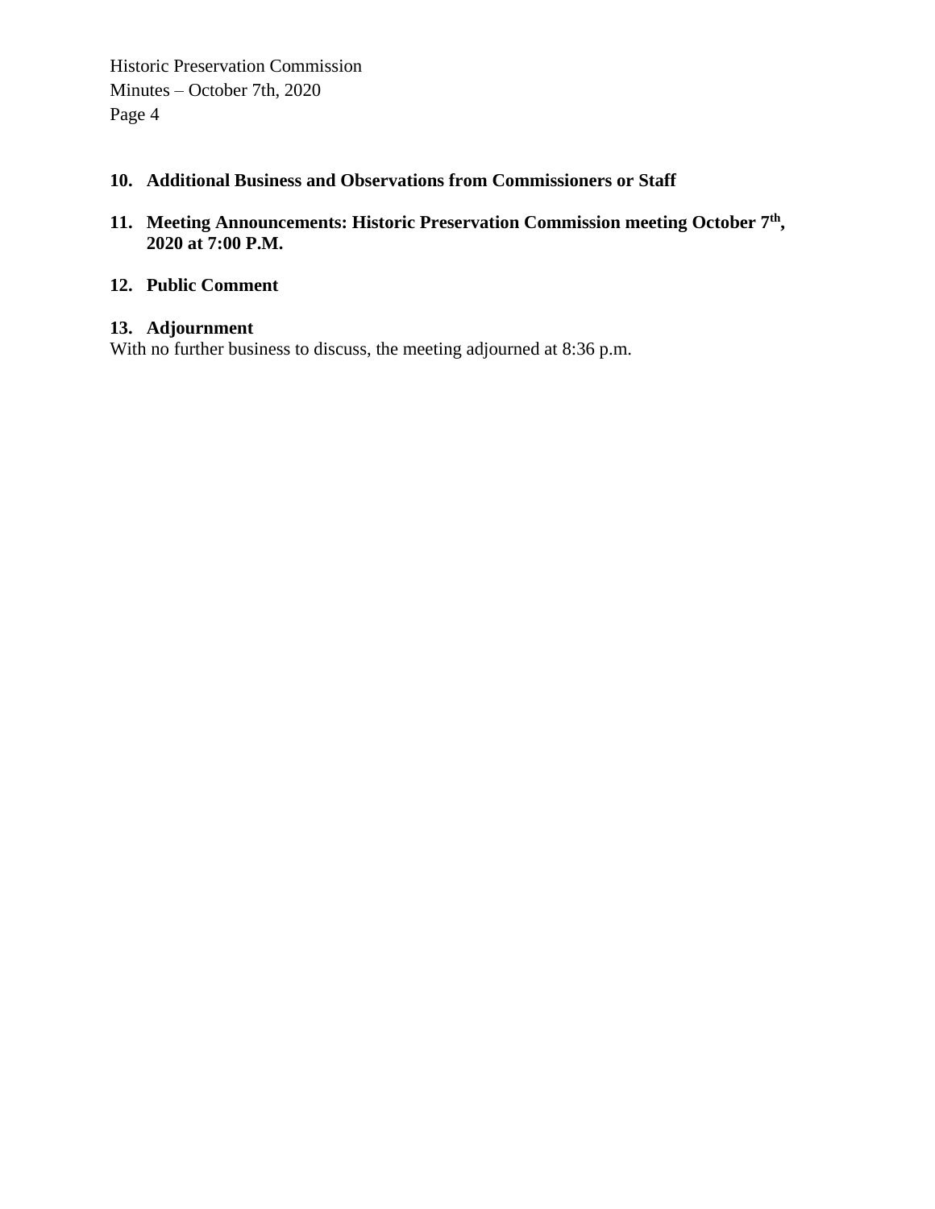**10. Additional Business and Observations from Commissioners or Staff**

**11. Meeting Announcements: Historic Preservation Commission meeting October 7th, 2020 at 7:00 P.M.**

**12. Public Comment**

**13. Adjournment**

With no further business to discuss, the meeting adjourned at 8:36 p.m.